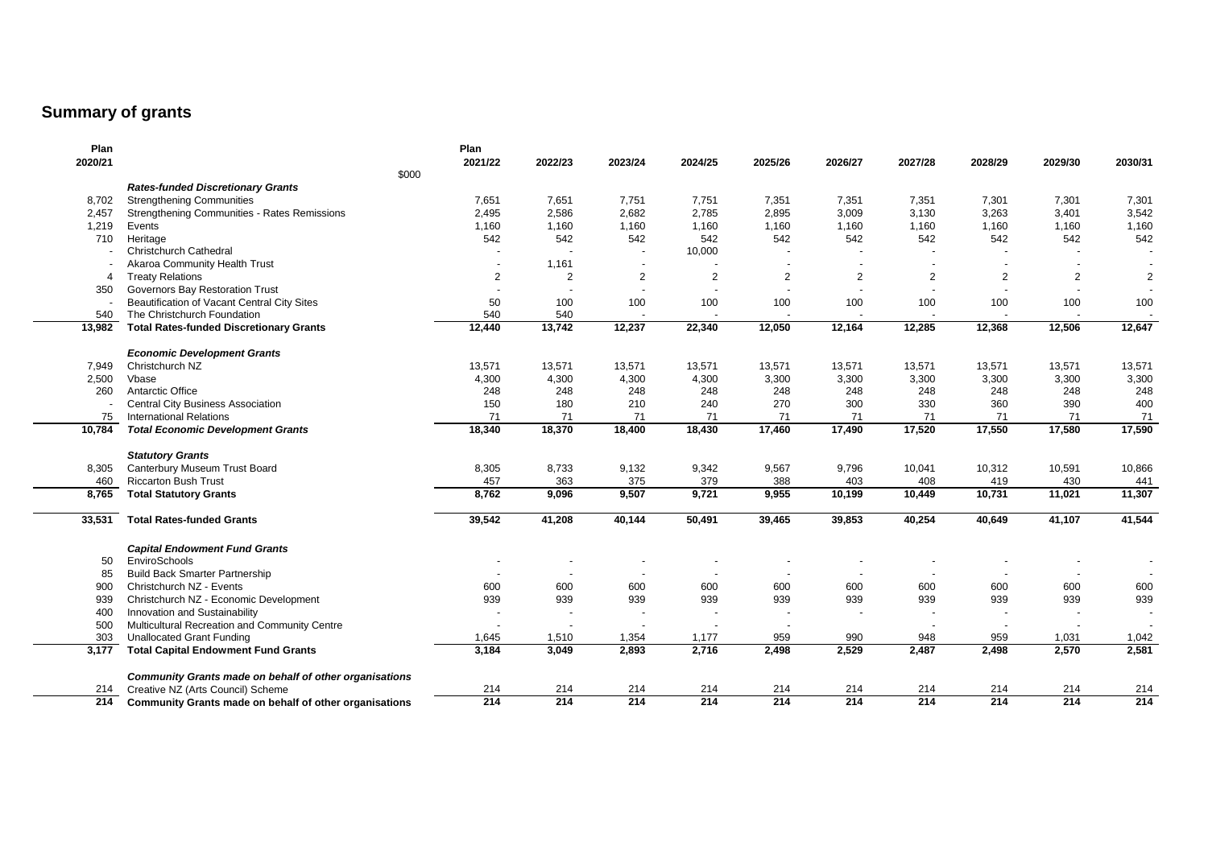## Summary of grants

| Plan 2020/21 | $000 | Plan 2021/22 | 2022/23 | 2023/24 | 2024/25 | 2025/26 | 2026/27 | 2027/28 | 2028/29 | 2029/30 | 2030/31 |
|---|---|---|---|---|---|---|---|---|---|---|---|
| | ***Rates-funded Discretionary Grants*** | | | | | | | | | | |
| 8,702 | Strengthening Communities | 7,651 | 7,651 | 7,751 | 7,751 | 7,351 | 7,351 | 7,351 | 7,301 | 7,301 | 7,301 |
| 2,457 | Strengthening Communities - Rates Remissions | 2,495 | 2,586 | 2,682 | 2,785 | 2,895 | 3,009 | 3,130 | 3,263 | 3,401 | 3,542 |
| 1,219 | Events | 1,160 | 1,160 | 1,160 | 1,160 | 1,160 | 1,160 | 1,160 | 1,160 | 1,160 | 1,160 |
| 710 | Heritage | 542 | 542 | 542 | 542 | 542 | 542 | 542 | 542 | 542 | 542 |
| - | Christchurch Cathedral | - | - | - | 10,000 | - | - | - | - | - | - |
| - | Akaroa Community Health Trust | - | 1,161 | - | - | - | - | - | - | - | - |
| 4 | Treaty Relations | 2 | 2 | 2 | 2 | 2 | 2 | 2 | 2 | 2 | 2 |
| 350 | Governors Bay Restoration Trust | - | - | - | - | - | - | - | - | - | - |
| - | Beautification of Vacant Central City Sites | 50 | 100 | 100 | 100 | 100 | 100 | 100 | 100 | 100 | 100 |
| 540 | The Christchurch Foundation | 540 | 540 | - | - | - | - | - | - | - | - |
| **13,982** | **Total Rates-funded Discretionary Grants** | **12,440** | **13,742** | **12,237** | **22,340** | **12,050** | **12,164** | **12,285** | **12,368** | **12,506** | **12,647** |
| | ***Economic Development Grants*** | | | | | | | | | | |
| 7,949 | Christchurch NZ | 13,571 | 13,571 | 13,571 | 13,571 | 13,571 | 13,571 | 13,571 | 13,571 | 13,571 | 13,571 |
| 2,500 | Vbase | 4,300 | 4,300 | 4,300 | 4,300 | 3,300 | 3,300 | 3,300 | 3,300 | 3,300 | 3,300 |
| 260 | Antarctic Office | 248 | 248 | 248 | 248 | 248 | 248 | 248 | 248 | 248 | 248 |
| - | Central City Business Association | 150 | 180 | 210 | 240 | 270 | 300 | 330 | 360 | 390 | 400 |
| 75 | International Relations | 71 | 71 | 71 | 71 | 71 | 71 | 71 | 71 | 71 | 71 |
| **10,784** | ***Total Economic Development Grants*** | **18,340** | **18,370** | **18,400** | **18,430** | **17,460** | **17,490** | **17,520** | **17,550** | **17,580** | **17,590** |
| | ***Statutory Grants*** | | | | | | | | | | |
| 8,305 | Canterbury Museum Trust Board | 8,305 | 8,733 | 9,132 | 9,342 | 9,567 | 9,796 | 10,041 | 10,312 | 10,591 | 10,866 |
| 460 | Riccarton Bush Trust | 457 | 363 | 375 | 379 | 388 | 403 | 408 | 419 | 430 | 441 |
| **8,765** | **Total Statutory Grants** | **8,762** | **9,096** | **9,507** | **9,721** | **9,955** | **10,199** | **10,449** | **10,731** | **11,021** | **11,307** |
| **33,531** | **Total Rates-funded Grants** | **39,542** | **41,208** | **40,144** | **50,491** | **39,465** | **39,853** | **40,254** | **40,649** | **41,107** | **41,544** |
| | ***Capital Endowment Fund Grants*** | | | | | | | | | | |
| 50 | EnviroSchools | - | - | - | - | - | - | - | - | - | - |
| 85 | Build Back Smarter Partnership | - | - | - | - | - | - | - | - | - | - |
| 900 | Christchurch NZ - Events | 600 | 600 | 600 | 600 | 600 | 600 | 600 | 600 | 600 | 600 |
| 939 | Christchurch NZ - Economic Development | 939 | 939 | 939 | 939 | 939 | 939 | 939 | 939 | 939 | 939 |
| 400 | Innovation and Sustainability | - | - | - | - | - | - | - | - | - | - |
| 500 | Multicultural Recreation and Community Centre | - | - | - | - | - | - | - | - | - | - |
| 303 | Unallocated Grant Funding | 1,645 | 1,510 | 1,354 | 1,177 | 959 | 990 | 948 | 959 | 1,031 | 1,042 |
| **3,177** | **Total Capital Endowment Fund Grants** | **3,184** | **3,049** | **2,893** | **2,716** | **2,498** | **2,529** | **2,487** | **2,498** | **2,570** | **2,581** |
| | ***Community Grants made on behalf of other organisations*** | | | | | | | | | | |
| 214 | Creative NZ (Arts Council) Scheme | 214 | 214 | 214 | 214 | 214 | 214 | 214 | 214 | 214 | 214 |
| **214** | **Community Grants made on behalf of other organisations** | **214** | **214** | **214** | **214** | **214** | **214** | **214** | **214** | **214** | **214** |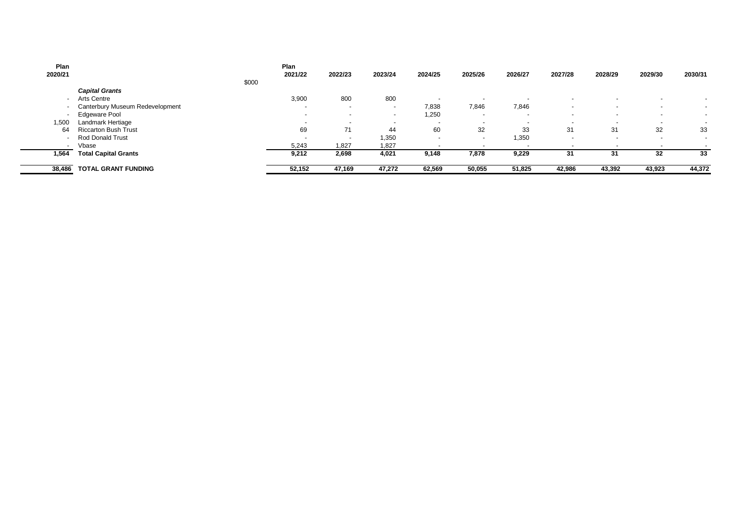| Plan 2020/21 | $000 | Plan 2021/22 | 2022/23 | 2023/24 | 2024/25 | 2025/26 | 2026/27 | 2027/28 | 2028/29 | 2029/30 | 2030/31 |
|---|---|---|---|---|---|---|---|---|---|---|---|
| | ***Capital Grants*** | | | | | | | | | | |
| - | Arts Centre | 3,900 | 800 | 800 | - | - | - | - | - | - | - |
| - | Canterbury Museum Redevelopment | - | - | - | 7,838 | 7,846 | 7,846 | - | - | - | - |
| - | Edgeware Pool | - | - | - | 1,250 | - | - | - | - | - | - |
| 1,500 | Landmark Hertiage | - | - | - | - | - | - | - | - | - | - |
| 64 | Riccarton Bush Trust | 69 | 71 | 44 | 60 | 32 | 33 | 31 | 31 | 32 | 33 |
| - | Rod Donald Trust | - | - | 1,350 | - | - | 1,350 | - | - | - | - |
| - | Vbase | 5,243 | 1,827 | 1,827 | - | - | - | - | - | - | - |
| **1,564** | **Total Capital Grants** | **9,212** | **2,698** | **4,021** | **9,148** | **7,878** | **9,229** | **31** | **31** | **32** | **33** |
| **38,486** | **TOTAL GRANT FUNDING** | **52,152** | **47,169** | **47,272** | **62,569** | **50,055** | **51,825** | **42,986** | **43,392** | **43,923** | **44,372** |